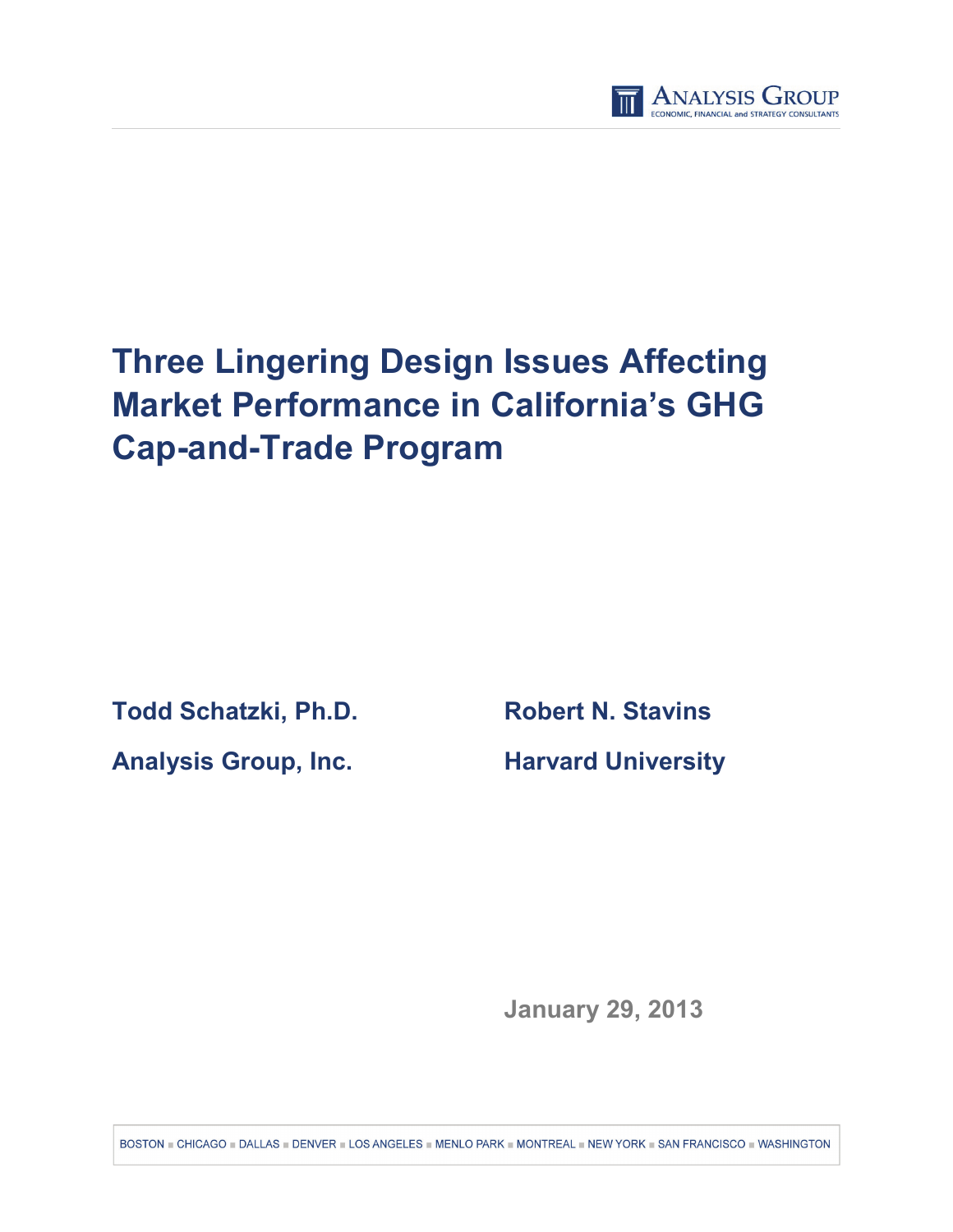# Three Lingering Design Issues Affecting Market Performance in California's GHG Cap-and-Trade Program

**Todd Schatzki, Ph.D.**

**Analysis Group, Inc.**

**Robert N. Stavins**

**Harvard University**

January 29, 2013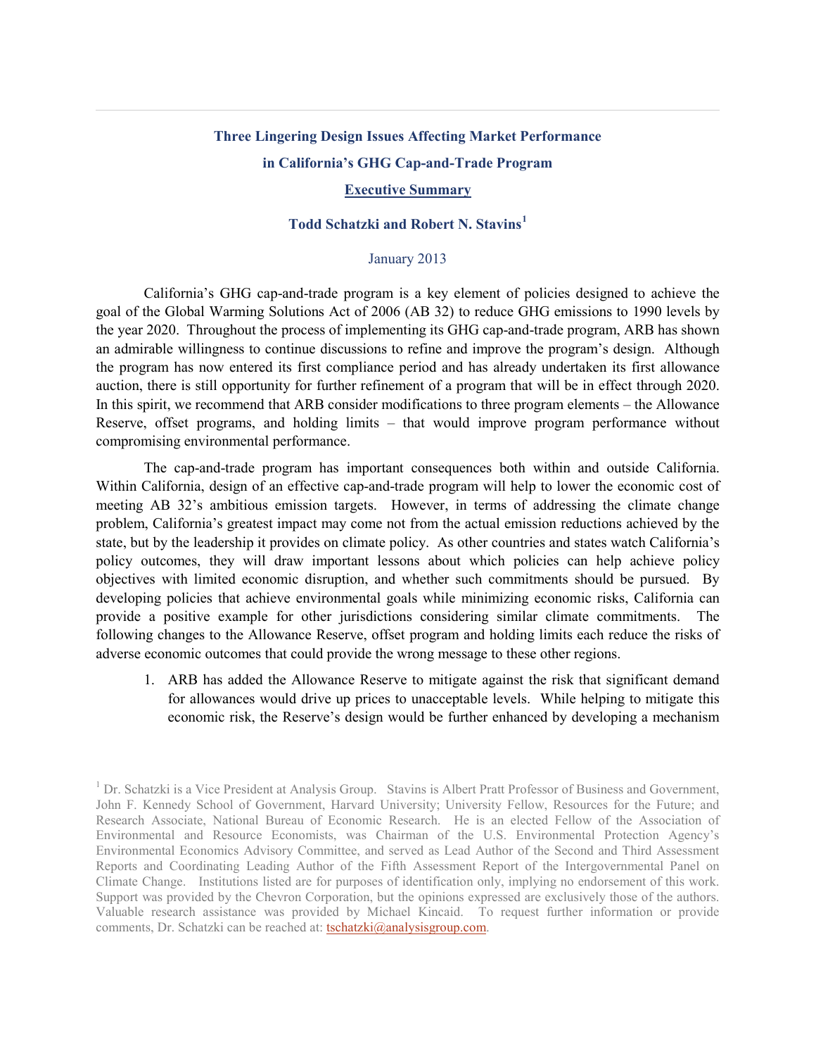# Three Lingering Design Issues Affecting Market Performance in California's GHG Cap-and-Trade Program

## Executive Summary

### Todd Schatzki and Robert N. Stavins[1]

January 2013

California's GHG cap-and-trade program is a key element of policies designed to achieve the goal of the Global Warming Solutions Act of 2006 (AB 32) to reduce GHG emissions to 1990 levels by the year 2020. Throughout the process of implementing its GHG cap-and-trade program, ARB has shown an admirable willingness to continue discussions to refine and improve the program's design. Although the program has now entered its first compliance period and has already undertaken its first allowance auction, there is still opportunity for further refinement of a program that will be in effect through 2020. In this spirit, we recommend that ARB consider modifications to three program elements – the Allowance Reserve, offset programs, and holding limits – that would improve program performance without compromising environmental performance.

The cap-and-trade program has important consequences both within and outside California. Within California, design of an effective cap-and-trade program will help to lower the economic cost of meeting AB 32's ambitious emission targets. However, in terms of addressing the climate change problem, California's greatest impact may come not from the actual emission reductions achieved by the state, but by the leadership it provides on climate policy. As other countries and states watch California's policy outcomes, they will draw important lessons about which policies can help achieve policy objectives with limited economic disruption, and whether such commitments should be pursued. By developing policies that achieve environmental goals while minimizing economic risks, California can provide a positive example for other jurisdictions considering similar climate commitments. The following changes to the Allowance Reserve, offset program and holding limits each reduce the risks of adverse economic outcomes that could provide the wrong message to these other regions.

1. ARB has added the Allowance Reserve to mitigate against the risk that significant demand for allowances would drive up prices to unacceptable levels. While helping to mitigate this economic risk, the Reserve's design would be further enhanced by developing a mechanism

[1] Dr. Schatzki is a Vice President at Analysis Group. Stavins is Albert Pratt Professor of Business and Government, John F. Kennedy School of Government, Harvard University; University Fellow, Resources for the Future; and Research Associate, National Bureau of Economic Research. He is an elected Fellow of the Association of Environmental and Resource Economists, was Chairman of the U.S. Environmental Protection Agency's Environmental Economics Advisory Committee, and served as Lead Author of the Second and Third Assessment Reports and Coordinating Leading Author of the Fifth Assessment Report of the Intergovernmental Panel on Climate Change. Institutions listed are for purposes of identification only, implying no endorsement of this work. Support was provided by the Chevron Corporation, but the opinions expressed are exclusively those of the authors. Valuable research assistance was provided by Michael Kincaid. To request further information or provide comments, Dr. Schatzki can be reached at: tschatzki@analysisgroup.com.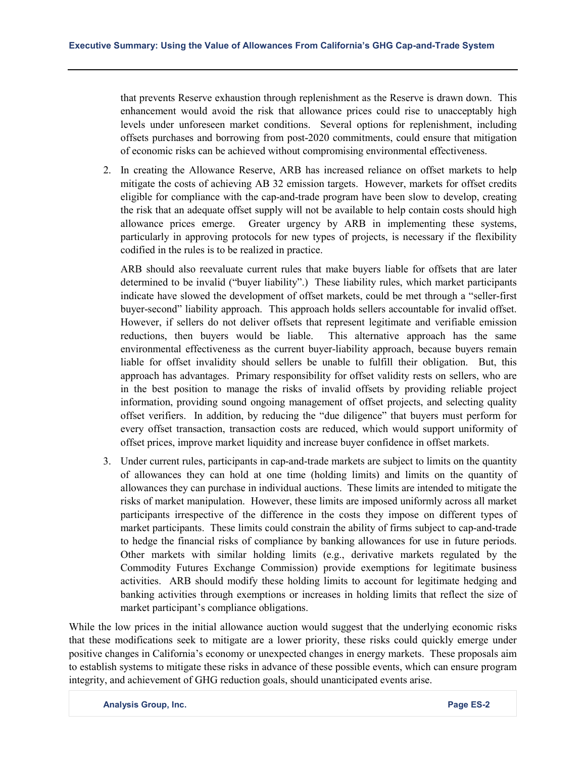that prevents Reserve exhaustion through replenishment as the Reserve is drawn down. This enhancement would avoid the risk that allowance prices could rise to unacceptably high levels under unforeseen market conditions. Several options for replenishment, including offsets purchases and borrowing from post-2020 commitments, could ensure that mitigation of economic risks can be achieved without compromising environmental effectiveness.

2. In creating the Allowance Reserve, ARB has increased reliance on offset markets to help mitigate the costs of achieving AB 32 emission targets. However, markets for offset credits eligible for compliance with the cap-and-trade program have been slow to develop, creating the risk that an adequate offset supply will not be available to help contain costs should high allowance prices emerge. Greater urgency by ARB in implementing these systems, particularly in approving protocols for new types of projects, is necessary if the flexibility codified in the rules is to be realized in practice.

   ARB should also reevaluate current rules that make buyers liable for offsets that are later determined to be invalid ("buyer liability".) These liability rules, which market participants indicate have slowed the development of offset markets, could be met through a "seller-first buyer-second" liability approach. This approach holds sellers accountable for invalid offset. However, if sellers do not deliver offsets that represent legitimate and verifiable emission reductions, then buyers would be liable. This alternative approach has the same environmental effectiveness as the current buyer-liability approach, because buyers remain liable for offset invalidity should sellers be unable to fulfill their obligation. But, this approach has advantages. Primary responsibility for offset validity rests on sellers, who are in the best position to manage the risks of invalid offsets by providing reliable project information, providing sound ongoing management of offset projects, and selecting quality offset verifiers. In addition, by reducing the "due diligence" that buyers must perform for every offset transaction, transaction costs are reduced, which would support uniformity of offset prices, improve market liquidity and increase buyer confidence in offset markets.

3. Under current rules, participants in cap-and-trade markets are subject to limits on the quantity of allowances they can hold at one time (holding limits) and limits on the quantity of allowances they can purchase in individual auctions. These limits are intended to mitigate the risks of market manipulation. However, these limits are imposed uniformly across all market participants irrespective of the difference in the costs they impose on different types of market participants. These limits could constrain the ability of firms subject to cap-and-trade to hedge the financial risks of compliance by banking allowances for use in future periods. Other markets with similar holding limits (e.g., derivative markets regulated by the Commodity Futures Exchange Commission) provide exemptions for legitimate business activities. ARB should modify these holding limits to account for legitimate hedging and banking activities through exemptions or increases in holding limits that reflect the size of market participant's compliance obligations.

While the low prices in the initial allowance auction would suggest that the underlying economic risks that these modifications seek to mitigate are a lower priority, these risks could quickly emerge under positive changes in California's economy or unexpected changes in energy markets. These proposals aim to establish systems to mitigate these risks in advance of these possible events, which can ensure program integrity, and achievement of GHG reduction goals, should unanticipated events arise.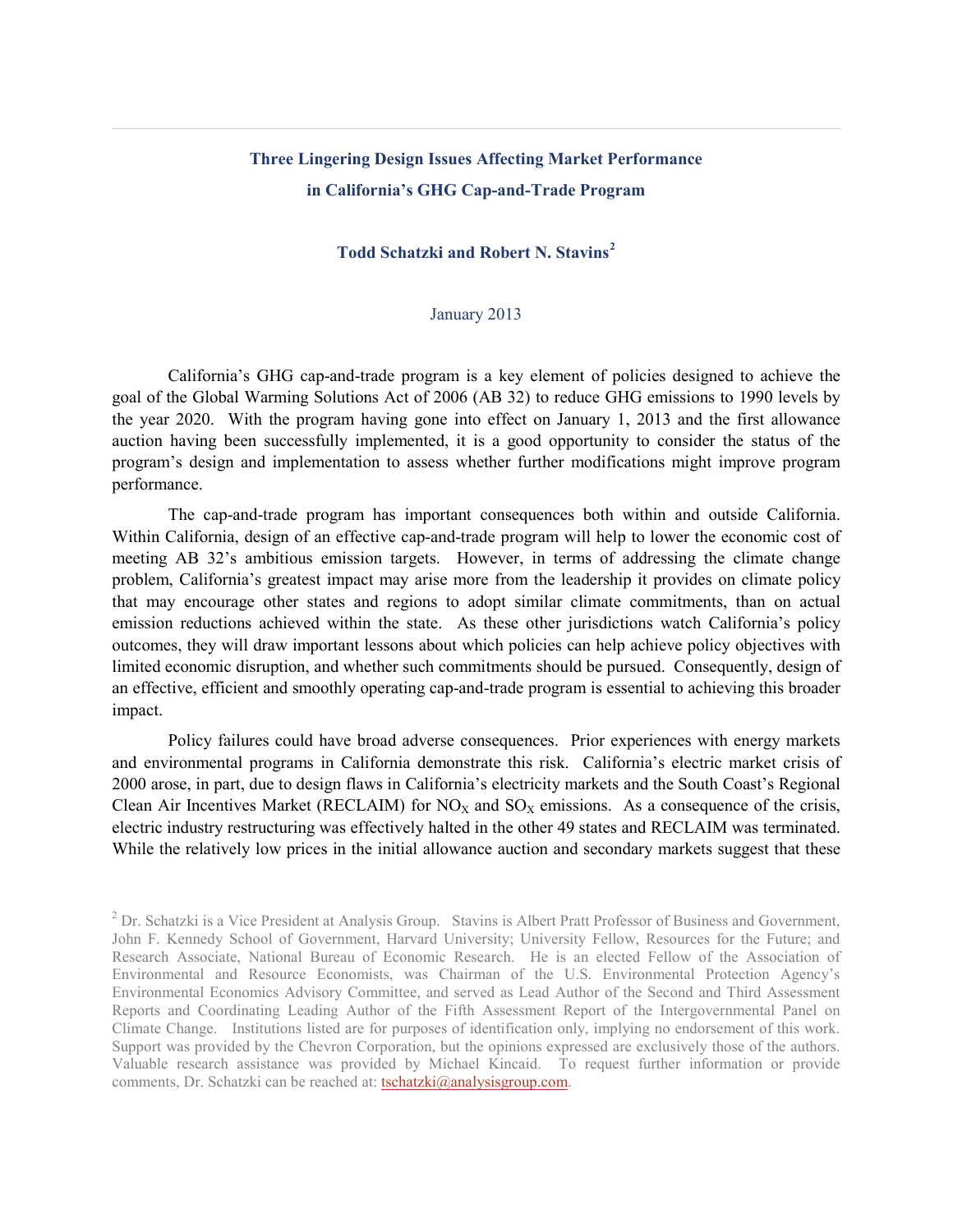## Three Lingering Design Issues Affecting Market Performance in California's GHG Cap-and-Trade Program

**Todd Schatzki and Robert N. Stavins[2]**

January 2013

California's GHG cap-and-trade program is a key element of policies designed to achieve the goal of the Global Warming Solutions Act of 2006 (AB 32) to reduce GHG emissions to 1990 levels by the year 2020. With the program having gone into effect on January 1, 2013 and the first allowance auction having been successfully implemented, it is a good opportunity to consider the status of the program's design and implementation to assess whether further modifications might improve program performance.

The cap-and-trade program has important consequences both within and outside California. Within California, design of an effective cap-and-trade program will help to lower the economic cost of meeting AB 32's ambitious emission targets. However, in terms of addressing the climate change problem, California's greatest impact may arise more from the leadership it provides on climate policy that may encourage other states and regions to adopt similar climate commitments, than on actual emission reductions achieved within the state. As these other jurisdictions watch California's policy outcomes, they will draw important lessons about which policies can help achieve policy objectives with limited economic disruption, and whether such commitments should be pursued. Consequently, design of an effective, efficient and smoothly operating cap-and-trade program is essential to achieving this broader impact.

Policy failures could have broad adverse consequences. Prior experiences with energy markets and environmental programs in California demonstrate this risk. California's electric market crisis of 2000 arose, in part, due to design flaws in California's electricity markets and the South Coast's Regional Clean Air Incentives Market (RECLAIM) for $NO_X$ and $SO_X$ emissions. As a consequence of the crisis, electric industry restructuring was effectively halted in the other 49 states and RECLAIM was terminated. While the relatively low prices in the initial allowance auction and secondary markets suggest that these

[2] Dr. Schatzki is a Vice President at Analysis Group. Stavins is Albert Pratt Professor of Business and Government, John F. Kennedy School of Government, Harvard University; University Fellow, Resources for the Future; and Research Associate, National Bureau of Economic Research. He is an elected Fellow of the Association of Environmental and Resource Economists, was Chairman of the U.S. Environmental Protection Agency's Environmental Economics Advisory Committee, and served as Lead Author of the Second and Third Assessment Reports and Coordinating Leading Author of the Fifth Assessment Report of the Intergovernmental Panel on Climate Change. Institutions listed are for purposes of identification only, implying no endorsement of this work. Support was provided by the Chevron Corporation, but the opinions expressed are exclusively those of the authors. Valuable research assistance was provided by Michael Kincaid. To request further information or provide comments, Dr. Schatzki can be reached at: tschatzki@analysisgroup.com.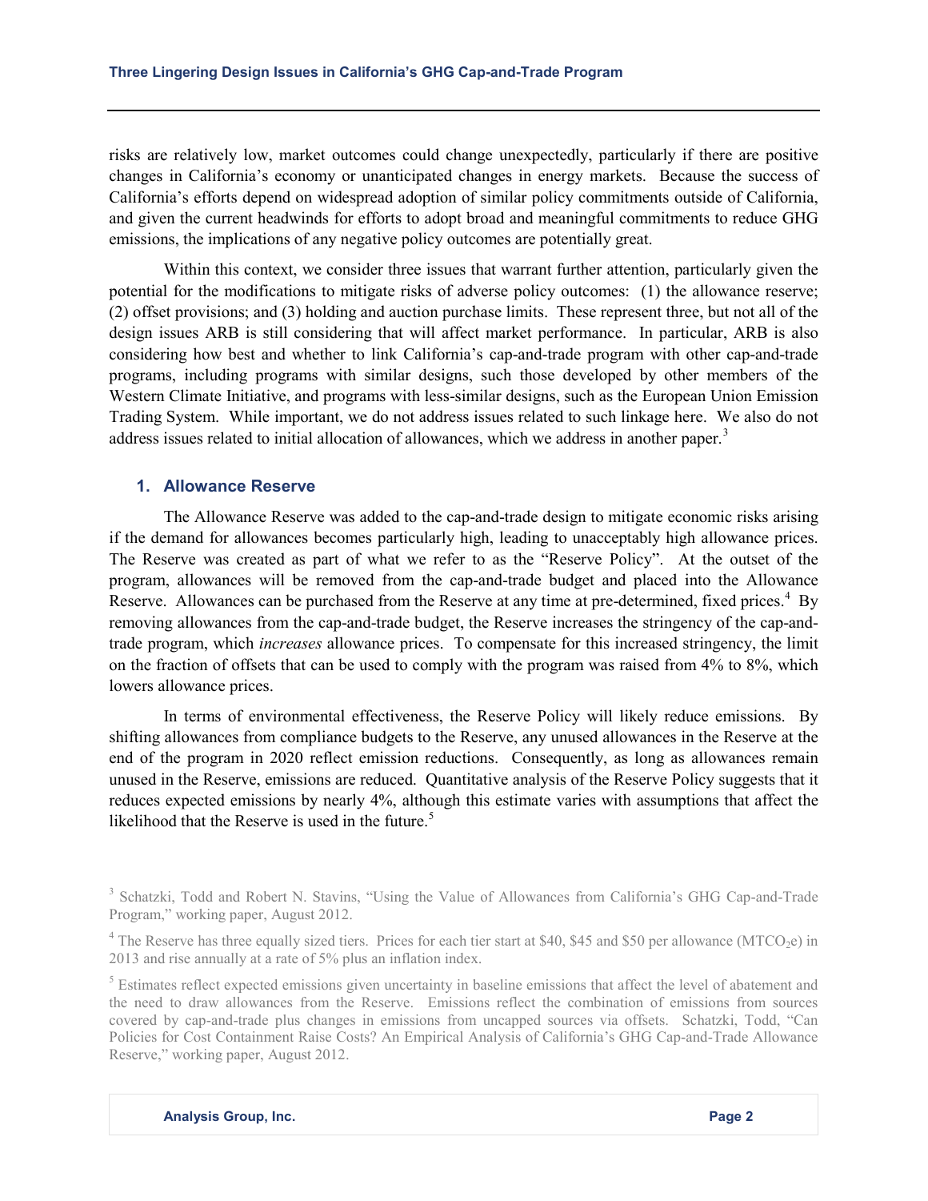risks are relatively low, market outcomes could change unexpectedly, particularly if there are positive changes in California's economy or unanticipated changes in energy markets. Because the success of California's efforts depend on widespread adoption of similar policy commitments outside of California, and given the current headwinds for efforts to adopt broad and meaningful commitments to reduce GHG emissions, the implications of any negative policy outcomes are potentially great.

Within this context, we consider three issues that warrant further attention, particularly given the potential for the modifications to mitigate risks of adverse policy outcomes: (1) the allowance reserve; (2) offset provisions; and (3) holding and auction purchase limits. These represent three, but not all of the design issues ARB is still considering that will affect market performance. In particular, ARB is also considering how best and whether to link California's cap-and-trade program with other cap-and-trade programs, including programs with similar designs, such those developed by other members of the Western Climate Initiative, and programs with less-similar designs, such as the European Union Emission Trading System. While important, we do not address issues related to such linkage here. We also do not address issues related to initial allocation of allowances, which we address in another paper.[3]

## 1. Allowance Reserve

The Allowance Reserve was added to the cap-and-trade design to mitigate economic risks arising if the demand for allowances becomes particularly high, leading to unacceptably high allowance prices. The Reserve was created as part of what we refer to as the "Reserve Policy". At the outset of the program, allowances will be removed from the cap-and-trade budget and placed into the Allowance Reserve. Allowances can be purchased from the Reserve at any time at pre-determined, fixed prices.[4] By removing allowances from the cap-and-trade budget, the Reserve increases the stringency of the cap-and-trade program, which *increases* allowance prices. To compensate for this increased stringency, the limit on the fraction of offsets that can be used to comply with the program was raised from 4% to 8%, which lowers allowance prices.

In terms of environmental effectiveness, the Reserve Policy will likely reduce emissions. By shifting allowances from compliance budgets to the Reserve, any unused allowances in the Reserve at the end of the program in 2020 reflect emission reductions. Consequently, as long as allowances remain unused in the Reserve, emissions are reduced. Quantitative analysis of the Reserve Policy suggests that it reduces expected emissions by nearly 4%, although this estimate varies with assumptions that affect the likelihood that the Reserve is used in the future.[5]

---

[3] Schatzki, Todd and Robert N. Stavins, "Using the Value of Allowances from California's GHG Cap-and-Trade Program," working paper, August 2012.

[4] The Reserve has three equally sized tiers. Prices for each tier start at \$40, \$45 and \$50 per allowance ($MTCO_2e$) in 2013 and rise annually at a rate of 5% plus an inflation index.

[5] Estimates reflect expected emissions given uncertainty in baseline emissions that affect the level of abatement and the need to draw allowances from the Reserve. Emissions reflect the combination of emissions from sources covered by cap-and-trade plus changes in emissions from uncapped sources via offsets. Schatzki, Todd, "Can Policies for Cost Containment Raise Costs? An Empirical Analysis of California's GHG Cap-and-Trade Allowance Reserve," working paper, August 2012.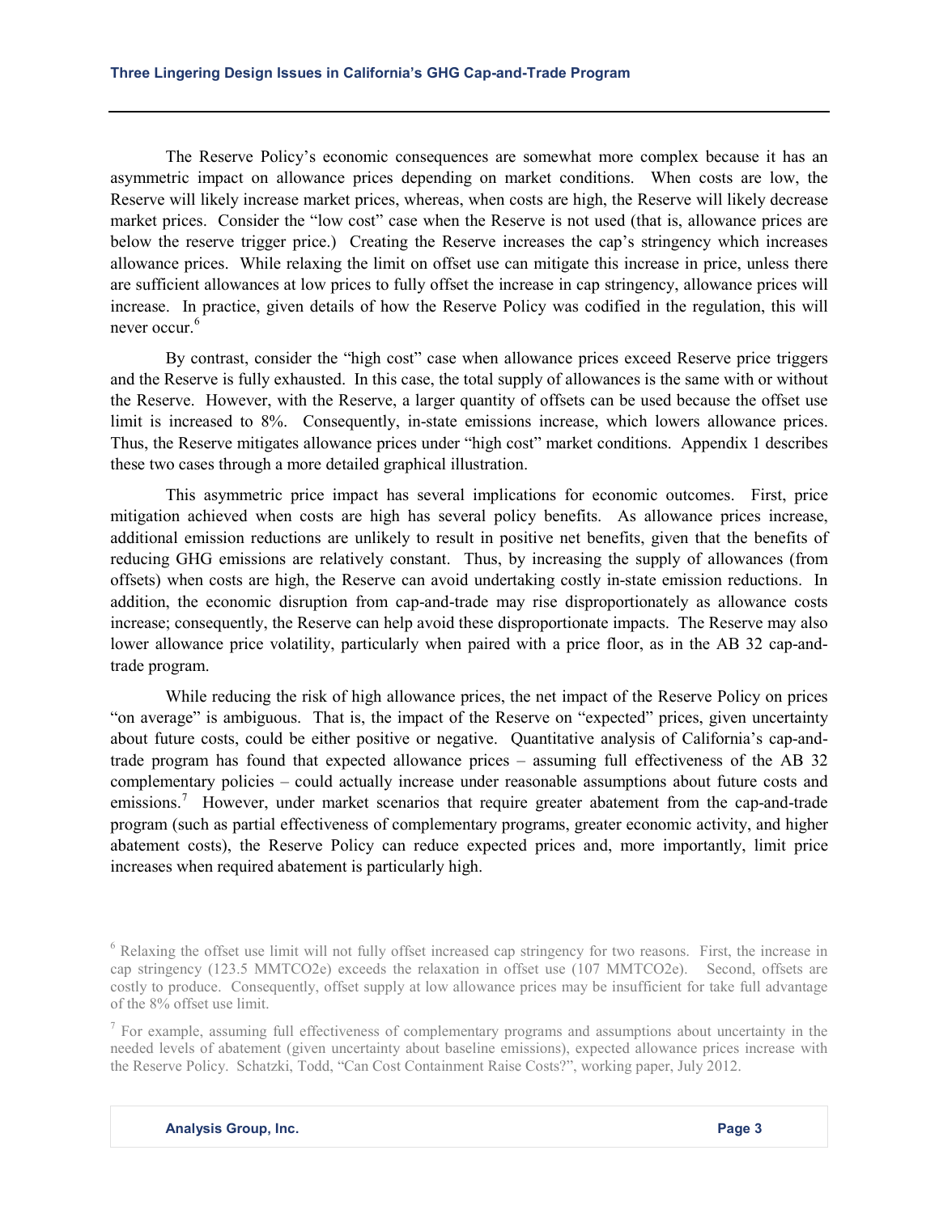The Reserve Policy's economic consequences are somewhat more complex because it has an asymmetric impact on allowance prices depending on market conditions. When costs are low, the Reserve will likely increase market prices, whereas, when costs are high, the Reserve will likely decrease market prices. Consider the "low cost" case when the Reserve is not used (that is, allowance prices are below the reserve trigger price.) Creating the Reserve increases the cap's stringency which increases allowance prices. While relaxing the limit on offset use can mitigate this increase in price, unless there are sufficient allowances at low prices to fully offset the increase in cap stringency, allowance prices will increase. In practice, given details of how the Reserve Policy was codified in the regulation, this will never occur.[6]

By contrast, consider the "high cost" case when allowance prices exceed Reserve price triggers and the Reserve is fully exhausted. In this case, the total supply of allowances is the same with or without the Reserve. However, with the Reserve, a larger quantity of offsets can be used because the offset use limit is increased to 8%. Consequently, in-state emissions increase, which lowers allowance prices. Thus, the Reserve mitigates allowance prices under "high cost" market conditions. Appendix 1 describes these two cases through a more detailed graphical illustration.

This asymmetric price impact has several implications for economic outcomes. First, price mitigation achieved when costs are high has several policy benefits. As allowance prices increase, additional emission reductions are unlikely to result in positive net benefits, given that the benefits of reducing GHG emissions are relatively constant. Thus, by increasing the supply of allowances (from offsets) when costs are high, the Reserve can avoid undertaking costly in-state emission reductions. In addition, the economic disruption from cap-and-trade may rise disproportionately as allowance costs increase; consequently, the Reserve can help avoid these disproportionate impacts. The Reserve may also lower allowance price volatility, particularly when paired with a price floor, as in the AB 32 cap-and-trade program.

While reducing the risk of high allowance prices, the net impact of the Reserve Policy on prices "on average" is ambiguous. That is, the impact of the Reserve on "expected" prices, given uncertainty about future costs, could be either positive or negative. Quantitative analysis of California's cap-and-trade program has found that expected allowance prices – assuming full effectiveness of the AB 32 complementary policies – could actually increase under reasonable assumptions about future costs and emissions.[7] However, under market scenarios that require greater abatement from the cap-and-trade program (such as partial effectiveness of complementary programs, greater economic activity, and higher abatement costs), the Reserve Policy can reduce expected prices and, more importantly, limit price increases when required abatement is particularly high.

---

[6] Relaxing the offset use limit will not fully offset increased cap stringency for two reasons. First, the increase in cap stringency (123.5 MMTCO2e) exceeds the relaxation in offset use (107 MMTCO2e). Second, offsets are costly to produce. Consequently, offset supply at low allowance prices may be insufficient for take full advantage of the 8% offset use limit.

[7] For example, assuming full effectiveness of complementary programs and assumptions about uncertainty in the needed levels of abatement (given uncertainty about baseline emissions), expected allowance prices increase with the Reserve Policy. Schatzki, Todd, "Can Cost Containment Raise Costs?", working paper, July 2012.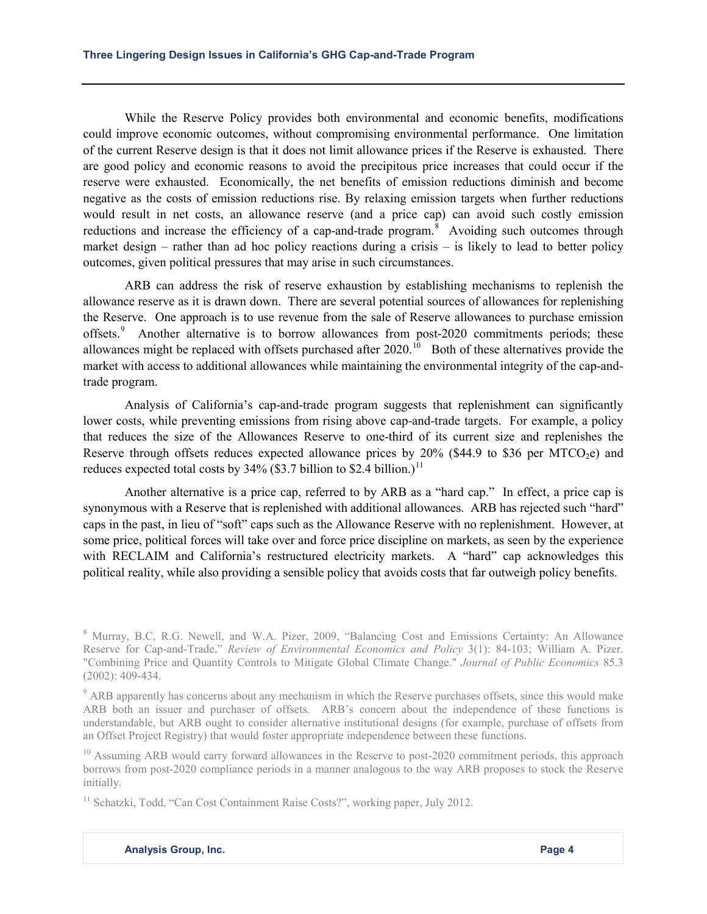While the Reserve Policy provides both environmental and economic benefits, modifications could improve economic outcomes, without compromising environmental performance. One limitation of the current Reserve design is that it does not limit allowance prices if the Reserve is exhausted. There are good policy and economic reasons to avoid the precipitous price increases that could occur if the reserve were exhausted. Economically, the net benefits of emission reductions diminish and become negative as the costs of emission reductions rise. By relaxing emission targets when further reductions would result in net costs, an allowance reserve (and a price cap) can avoid such costly emission reductions and increase the efficiency of a cap-and-trade program.[8] Avoiding such outcomes through market design – rather than ad hoc policy reactions during a crisis – is likely to lead to better policy outcomes, given political pressures that may arise in such circumstances.

ARB can address the risk of reserve exhaustion by establishing mechanisms to replenish the allowance reserve as it is drawn down. There are several potential sources of allowances for replenishing the Reserve. One approach is to use revenue from the sale of Reserve allowances to purchase emission offsets.[9] Another alternative is to borrow allowances from post-2020 commitments periods; these allowances might be replaced with offsets purchased after 2020.[10] Both of these alternatives provide the market with access to additional allowances while maintaining the environmental integrity of the cap-and-trade program.

Analysis of California's cap-and-trade program suggests that replenishment can significantly lower costs, while preventing emissions from rising above cap-and-trade targets. For example, a policy that reduces the size of the Allowances Reserve to one-third of its current size and replenishes the Reserve through offsets reduces expected allowance prices by 20% ($44.9 to $36 per $MTCO_2e$) and reduces expected total costs by 34% ($3.7 billion to $2.4 billion.)[11]

Another alternative is a price cap, referred to by ARB as a "hard cap." In effect, a price cap is synonymous with a Reserve that is replenished with additional allowances. ARB has rejected such "hard" caps in the past, in lieu of "soft" caps such as the Allowance Reserve with no replenishment. However, at some price, political forces will take over and force price discipline on markets, as seen by the experience with RECLAIM and California's restructured electricity markets. A "hard" cap acknowledges this political reality, while also providing a sensible policy that avoids costs that far outweigh policy benefits.

---

[8] Murray, B.C, R.G. Newell, and W.A. Pizer, 2009, "Balancing Cost and Emissions Certainty: An Allowance Reserve for Cap-and-Trade," *Review of Environmental Economics and Policy* 3(1): 84-103; William A. Pizer. "Combining Price and Quantity Controls to Mitigate Global Climate Change." *Journal of Public Economics* 85.3 (2002): 409-434.

[9] ARB apparently has concerns about any mechanism in which the Reserve purchases offsets, since this would make ARB both an issuer and purchaser of offsets. ARB's concern about the independence of these functions is understandable, but ARB ought to consider alternative institutional designs (for example, purchase of offsets from an Offset Project Registry) that would foster appropriate independence between these functions.

[10] Assuming ARB would carry forward allowances in the Reserve to post-2020 commitment periods, this approach borrows from post-2020 compliance periods in a manner analogous to the way ARB proposes to stock the Reserve initially.

[11] Schatzki, Todd, "Can Cost Containment Raise Costs?", working paper, July 2012.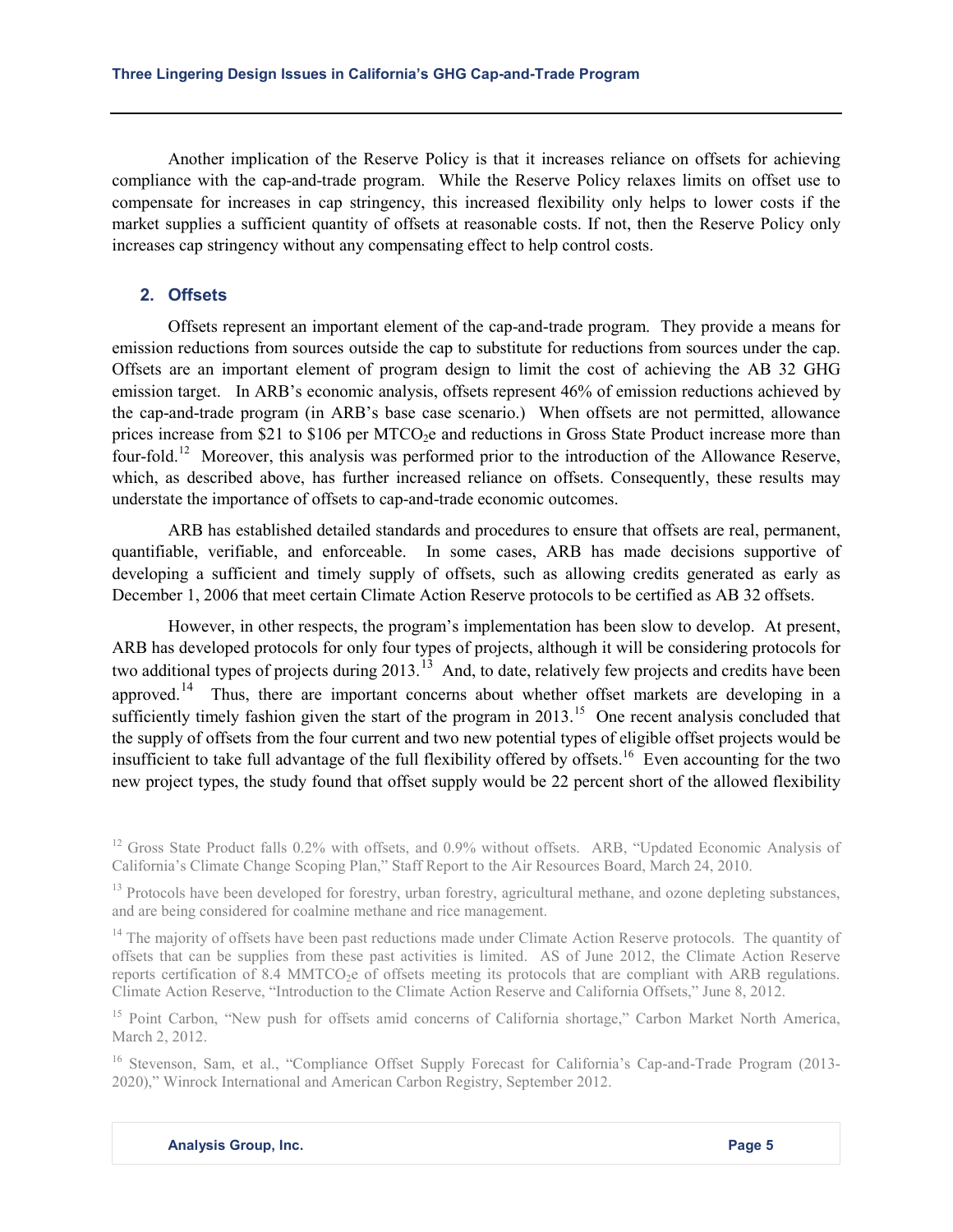Another implication of the Reserve Policy is that it increases reliance on offsets for achieving compliance with the cap-and-trade program. While the Reserve Policy relaxes limits on offset use to compensate for increases in cap stringency, this increased flexibility only helps to lower costs if the market supplies a sufficient quantity of offsets at reasonable costs. If not, then the Reserve Policy only increases cap stringency without any compensating effect to help control costs.

## 2. Offsets

Offsets represent an important element of the cap-and-trade program. They provide a means for emission reductions from sources outside the cap to substitute for reductions from sources under the cap. Offsets are an important element of program design to limit the cost of achieving the AB 32 GHG emission target. In ARB's economic analysis, offsets represent 46% of emission reductions achieved by the cap-and-trade program (in ARB's base case scenario.) When offsets are not permitted, allowance prices increase from \$21 to \$106 per $MTCO_2e$ and reductions in Gross State Product increase more than four-fold.[12] Moreover, this analysis was performed prior to the introduction of the Allowance Reserve, which, as described above, has further increased reliance on offsets. Consequently, these results may understate the importance of offsets to cap-and-trade economic outcomes.

ARB has established detailed standards and procedures to ensure that offsets are real, permanent, quantifiable, verifiable, and enforceable. In some cases, ARB has made decisions supportive of developing a sufficient and timely supply of offsets, such as allowing credits generated as early as December 1, 2006 that meet certain Climate Action Reserve protocols to be certified as AB 32 offsets.

However, in other respects, the program's implementation has been slow to develop. At present, ARB has developed protocols for only four types of projects, although it will be considering protocols for two additional types of projects during 2013.[13] And, to date, relatively few projects and credits have been approved.[14] Thus, there are important concerns about whether offset markets are developing in a sufficiently timely fashion given the start of the program in 2013.[15] One recent analysis concluded that the supply of offsets from the four current and two new potential types of eligible offset projects would be insufficient to take full advantage of the full flexibility offered by offsets.[16] Even accounting for the two new project types, the study found that offset supply would be 22 percent short of the allowed flexibility

[12] Gross State Product falls 0.2% with offsets, and 0.9% without offsets. ARB, "Updated Economic Analysis of California's Climate Change Scoping Plan," Staff Report to the Air Resources Board, March 24, 2010.

[13] Protocols have been developed for forestry, urban forestry, agricultural methane, and ozone depleting substances, and are being considered for coalmine methane and rice management.

[14] The majority of offsets have been past reductions made under Climate Action Reserve protocols. The quantity of offsets that can be supplies from these past activities is limited. AS of June 2012, the Climate Action Reserve reports certification of 8.4 $MMTCO_2e$ of offsets meeting its protocols that are compliant with ARB regulations. Climate Action Reserve, "Introduction to the Climate Action Reserve and California Offsets," June 8, 2012.

[15] Point Carbon, "New push for offsets amid concerns of California shortage," Carbon Market North America, March 2, 2012.

[16] Stevenson, Sam, et al., "Compliance Offset Supply Forecast for California's Cap-and-Trade Program (2013-2020)," Winrock International and American Carbon Registry, September 2012.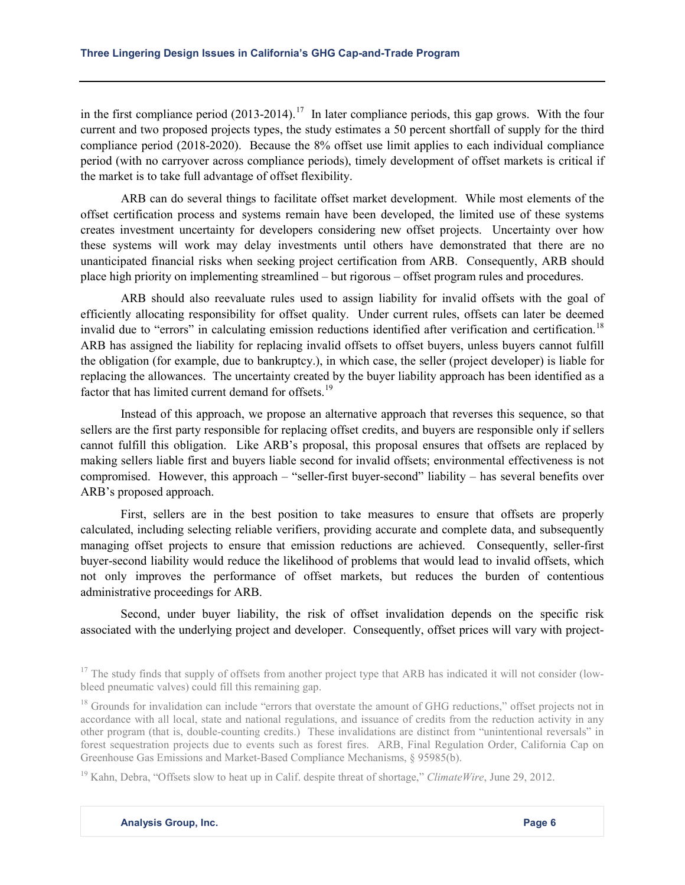in the first compliance period (2013-2014).[17] In later compliance periods, this gap grows. With the four current and two proposed projects types, the study estimates a 50 percent shortfall of supply for the third compliance period (2018-2020). Because the 8% offset use limit applies to each individual compliance period (with no carryover across compliance periods), timely development of offset markets is critical if the market is to take full advantage of offset flexibility.

ARB can do several things to facilitate offset market development. While most elements of the offset certification process and systems remain have been developed, the limited use of these systems creates investment uncertainty for developers considering new offset projects. Uncertainty over how these systems will work may delay investments until others have demonstrated that there are no unanticipated financial risks when seeking project certification from ARB. Consequently, ARB should place high priority on implementing streamlined – but rigorous – offset program rules and procedures.

ARB should also reevaluate rules used to assign liability for invalid offsets with the goal of efficiently allocating responsibility for offset quality. Under current rules, offsets can later be deemed invalid due to "errors" in calculating emission reductions identified after verification and certification.[18] ARB has assigned the liability for replacing invalid offsets to offset buyers, unless buyers cannot fulfill the obligation (for example, due to bankruptcy.), in which case, the seller (project developer) is liable for replacing the allowances. The uncertainty created by the buyer liability approach has been identified as a factor that has limited current demand for offsets.[19]

Instead of this approach, we propose an alternative approach that reverses this sequence, so that sellers are the first party responsible for replacing offset credits, and buyers are responsible only if sellers cannot fulfill this obligation. Like ARB's proposal, this proposal ensures that offsets are replaced by making sellers liable first and buyers liable second for invalid offsets; environmental effectiveness is not compromised. However, this approach – "seller-first buyer-second" liability – has several benefits over ARB's proposed approach.

First, sellers are in the best position to take measures to ensure that offsets are properly calculated, including selecting reliable verifiers, providing accurate and complete data, and subsequently managing offset projects to ensure that emission reductions are achieved. Consequently, seller-first buyer-second liability would reduce the likelihood of problems that would lead to invalid offsets, which not only improves the performance of offset markets, but reduces the burden of contentious administrative proceedings for ARB.

Second, under buyer liability, the risk of offset invalidation depends on the specific risk associated with the underlying project and developer. Consequently, offset prices will vary with project-

[17] The study finds that supply of offsets from another project type that ARB has indicated it will not consider (low-bleed pneumatic valves) could fill this remaining gap.

[18] Grounds for invalidation can include "errors that overstate the amount of GHG reductions," offset projects not in accordance with all local, state and national regulations, and issuance of credits from the reduction activity in any other program (that is, double-counting credits.) These invalidations are distinct from "unintentional reversals" in forest sequestration projects due to events such as forest fires. ARB, Final Regulation Order, California Cap on Greenhouse Gas Emissions and Market-Based Compliance Mechanisms, § 95985(b).

[19] Kahn, Debra, "Offsets slow to heat up in Calif. despite threat of shortage," *ClimateWire*, June 29, 2012.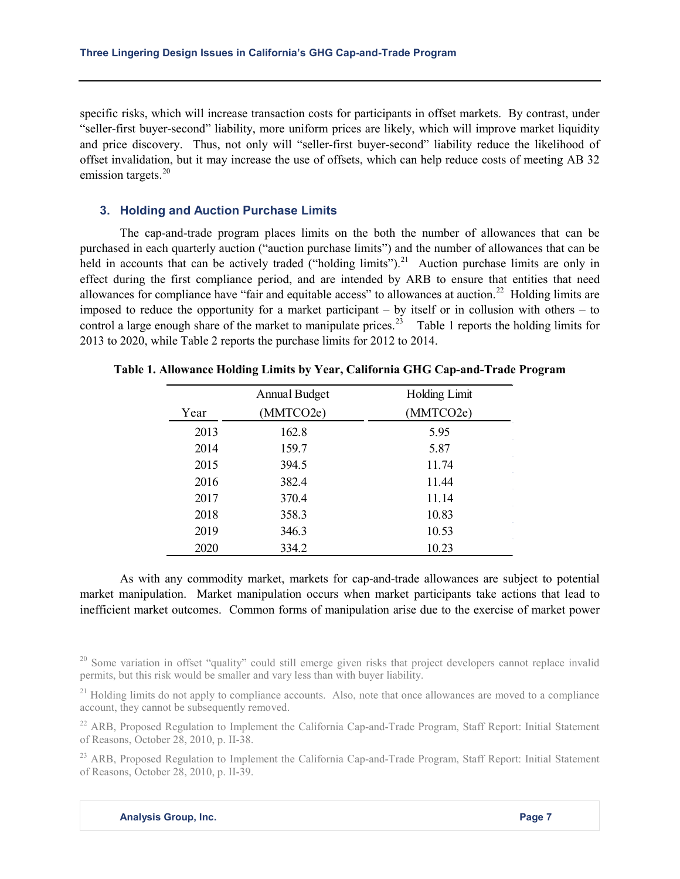specific risks, which will increase transaction costs for participants in offset markets. By contrast, under "seller-first buyer-second" liability, more uniform prices are likely, which will improve market liquidity and price discovery. Thus, not only will "seller-first buyer-second" liability reduce the likelihood of offset invalidation, but it may increase the use of offsets, which can help reduce costs of meeting AB 32 emission targets.[20]

### 3. Holding and Auction Purchase Limits

The cap-and-trade program places limits on the both the number of allowances that can be purchased in each quarterly auction ("auction purchase limits") and the number of allowances that can be held in accounts that can be actively traded ("holding limits").[21] Auction purchase limits are only in effect during the first compliance period, and are intended by ARB to ensure that entities that need allowances for compliance have "fair and equitable access" to allowances at auction.[22] Holding limits are imposed to reduce the opportunity for a market participant – by itself or in collusion with others – to control a large enough share of the market to manipulate prices.[23] Table 1 reports the holding limits for 2013 to 2020, while Table 2 reports the purchase limits for 2012 to 2014.

**Table 1. Allowance Holding Limits by Year, California GHG Cap-and-Trade Program**

| Year | Annual Budget (MMTCO2e) | Holding Limit (MMTCO2e) |
|---|---|---|
| 2013 | 162.8 | 5.95 |
| 2014 | 159.7 | 5.87 |
| 2015 | 394.5 | 11.74 |
| 2016 | 382.4 | 11.44 |
| 2017 | 370.4 | 11.14 |
| 2018 | 358.3 | 10.83 |
| 2019 | 346.3 | 10.53 |
| 2020 | 334.2 | 10.23 |

As with any commodity market, markets for cap-and-trade allowances are subject to potential market manipulation. Market manipulation occurs when market participants take actions that lead to inefficient market outcomes. Common forms of manipulation arise due to the exercise of market power

[20] Some variation in offset "quality" could still emerge given risks that project developers cannot replace invalid permits, but this risk would be smaller and vary less than with buyer liability.

[21] Holding limits do not apply to compliance accounts. Also, note that once allowances are moved to a compliance account, they cannot be subsequently removed.

[22] ARB, Proposed Regulation to Implement the California Cap-and-Trade Program, Staff Report: Initial Statement of Reasons, October 28, 2010, p. II-38.

[23] ARB, Proposed Regulation to Implement the California Cap-and-Trade Program, Staff Report: Initial Statement of Reasons, October 28, 2010, p. II-39.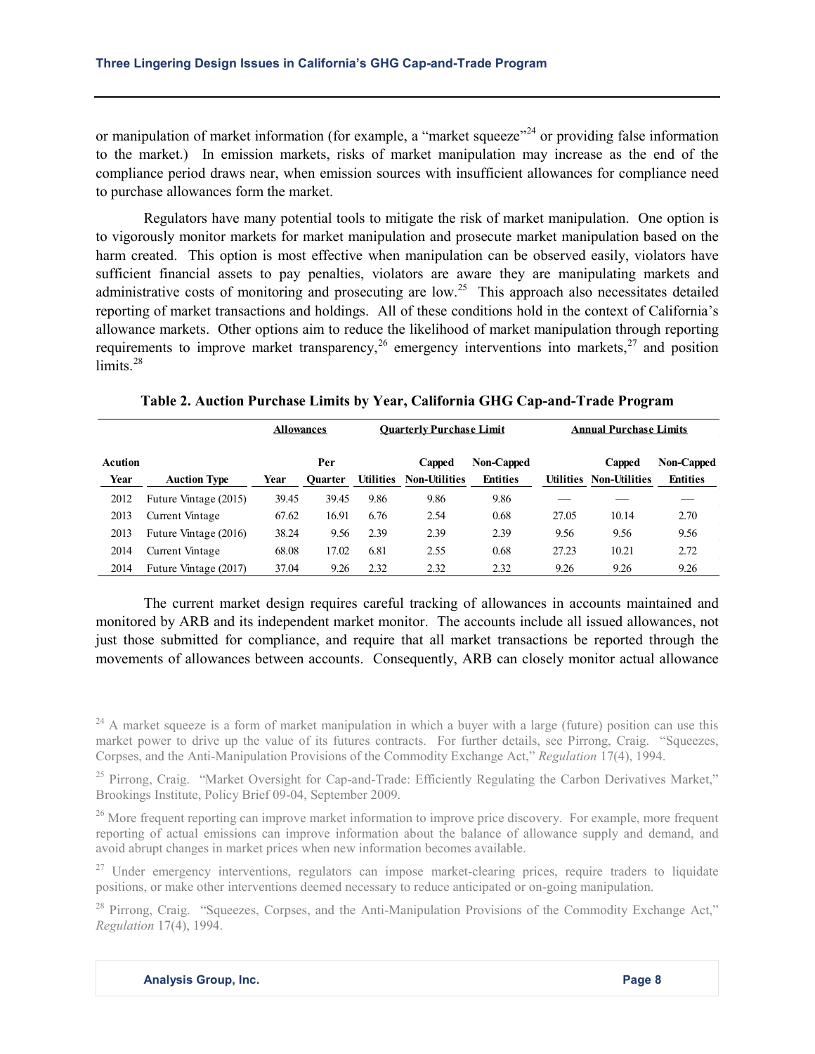or manipulation of market information (for example, a "market squeeze"[24] or providing false information to the market.) In emission markets, risks of market manipulation may increase as the end of the compliance period draws near, when emission sources with insufficient allowances for compliance need to purchase allowances form the market.

Regulators have many potential tools to mitigate the risk of market manipulation. One option is to vigorously monitor markets for market manipulation and prosecute market manipulation based on the harm created. This option is most effective when manipulation can be observed easily, violators have sufficient financial assets to pay penalties, violators are aware they are manipulating markets and administrative costs of monitoring and prosecuting are low.[25] This approach also necessitates detailed reporting of market transactions and holdings. All of these conditions hold in the context of California's allowance markets. Other options aim to reduce the likelihood of market manipulation through reporting requirements to improve market transparency,[26] emergency interventions into markets,[27] and position limits.[28]

**Table 2. Auction Purchase Limits by Year, California GHG Cap-and-Trade Program**

| | | Allowances | | Quarterly Purchase Limit | | | Annual Purchase Limits | | |
|---|---|---|---|---|---|---|---|---|---|
| Acution Year | Auction Type | Year | Per Quarter | Utilities | Capped Non-Utilities | Non-Capped Entities | Utilities | Capped Non-Utilities | Non-Capped Entities |
| 2012 | Future Vintage (2015) | 39.45 | 39.45 | 9.86 | 9.86 | 9.86 | — | — | — |
| 2013 | Current Vintage | 67.62 | 16.91 | 6.76 | 2.54 | 0.68 | 27.05 | 10.14 | 2.70 |
| 2013 | Future Vintage (2016) | 38.24 | 9.56 | 2.39 | 2.39 | 2.39 | 9.56 | 9.56 | 9.56 |
| 2014 | Current Vintage | 68.08 | 17.02 | 6.81 | 2.55 | 0.68 | 27.23 | 10.21 | 2.72 |
| 2014 | Future Vintage (2017) | 37.04 | 9.26 | 2.32 | 2.32 | 2.32 | 9.26 | 9.26 | 9.26 |

The current market design requires careful tracking of allowances in accounts maintained and monitored by ARB and its independent market monitor. The accounts include all issued allowances, not just those submitted for compliance, and require that all market transactions be reported through the movements of allowances between accounts. Consequently, ARB can closely monitor actual allowance

[24] A market squeeze is a form of market manipulation in which a buyer with a large (future) position can use this market power to drive up the value of its futures contracts. For further details, see Pirrong, Craig. "Squeezes, Corpses, and the Anti-Manipulation Provisions of the Commodity Exchange Act," *Regulation* 17(4), 1994.

[25] Pirrong, Craig. "Market Oversight for Cap-and-Trade: Efficiently Regulating the Carbon Derivatives Market," Brookings Institute, Policy Brief 09-04, September 2009.

[26] More frequent reporting can improve market information to improve price discovery. For example, more frequent reporting of actual emissions can improve information about the balance of allowance supply and demand, and avoid abrupt changes in market prices when new information becomes available.

[27] Under emergency interventions, regulators can impose market-clearing prices, require traders to liquidate positions, or make other interventions deemed necessary to reduce anticipated or on-going manipulation.

[28] Pirrong, Craig. "Squeezes, Corpses, and the Anti-Manipulation Provisions of the Commodity Exchange Act," *Regulation* 17(4), 1994.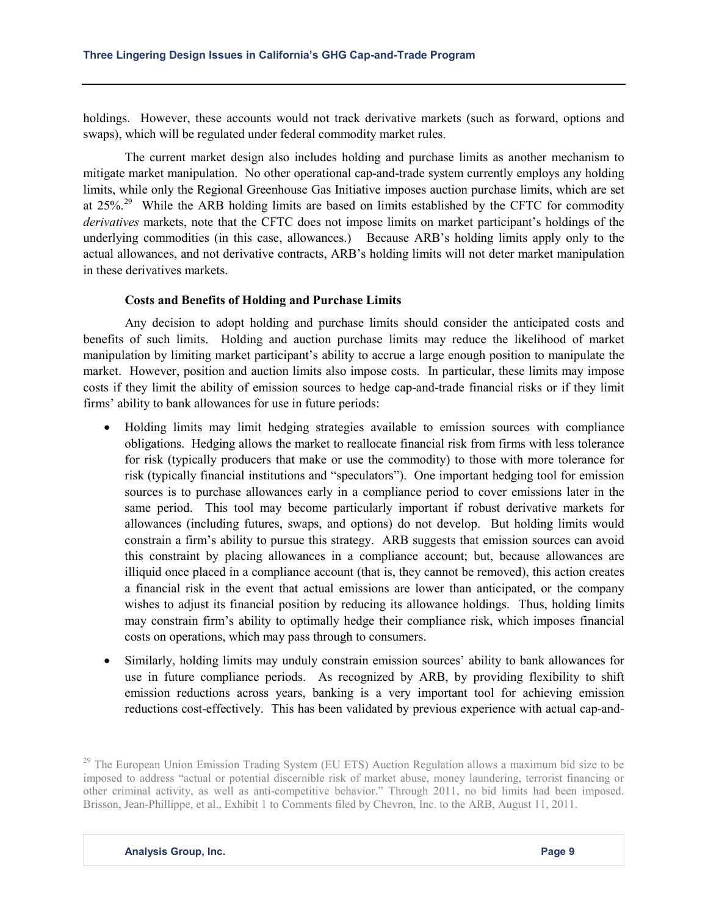holdings. However, these accounts would not track derivative markets (such as forward, options and swaps), which will be regulated under federal commodity market rules.

The current market design also includes holding and purchase limits as another mechanism to mitigate market manipulation. No other operational cap-and-trade system currently employs any holding limits, while only the Regional Greenhouse Gas Initiative imposes auction purchase limits, which are set at 25%.[29] While the ARB holding limits are based on limits established by the CFTC for commodity *derivatives* markets, note that the CFTC does not impose limits on market participant's holdings of the underlying commodities (in this case, allowances.) Because ARB's holding limits apply only to the actual allowances, and not derivative contracts, ARB's holding limits will not deter market manipulation in these derivatives markets.

**Costs and Benefits of Holding and Purchase Limits**

Any decision to adopt holding and purchase limits should consider the anticipated costs and benefits of such limits. Holding and auction purchase limits may reduce the likelihood of market manipulation by limiting market participant's ability to accrue a large enough position to manipulate the market. However, position and auction limits also impose costs. In particular, these limits may impose costs if they limit the ability of emission sources to hedge cap-and-trade financial risks or if they limit firms' ability to bank allowances for use in future periods:

- Holding limits may limit hedging strategies available to emission sources with compliance obligations. Hedging allows the market to reallocate financial risk from firms with less tolerance for risk (typically producers that make or use the commodity) to those with more tolerance for risk (typically financial institutions and "speculators"). One important hedging tool for emission sources is to purchase allowances early in a compliance period to cover emissions later in the same period. This tool may become particularly important if robust derivative markets for allowances (including futures, swaps, and options) do not develop. But holding limits would constrain a firm's ability to pursue this strategy. ARB suggests that emission sources can avoid this constraint by placing allowances in a compliance account; but, because allowances are illiquid once placed in a compliance account (that is, they cannot be removed), this action creates a financial risk in the event that actual emissions are lower than anticipated, or the company wishes to adjust its financial position by reducing its allowance holdings. Thus, holding limits may constrain firm's ability to optimally hedge their compliance risk, which imposes financial costs on operations, which may pass through to consumers.
- Similarly, holding limits may unduly constrain emission sources' ability to bank allowances for use in future compliance periods. As recognized by ARB, by providing flexibility to shift emission reductions across years, banking is a very important tool for achieving emission reductions cost-effectively. This has been validated by previous experience with actual cap-and-

[29] The European Union Emission Trading System (EU ETS) Auction Regulation allows a maximum bid size to be imposed to address "actual or potential discernible risk of market abuse, money laundering, terrorist financing or other criminal activity, as well as anti-competitive behavior." Through 2011, no bid limits had been imposed. Brisson, Jean-Phillippe, et al., Exhibit 1 to Comments filed by Chevron, Inc. to the ARB, August 11, 2011.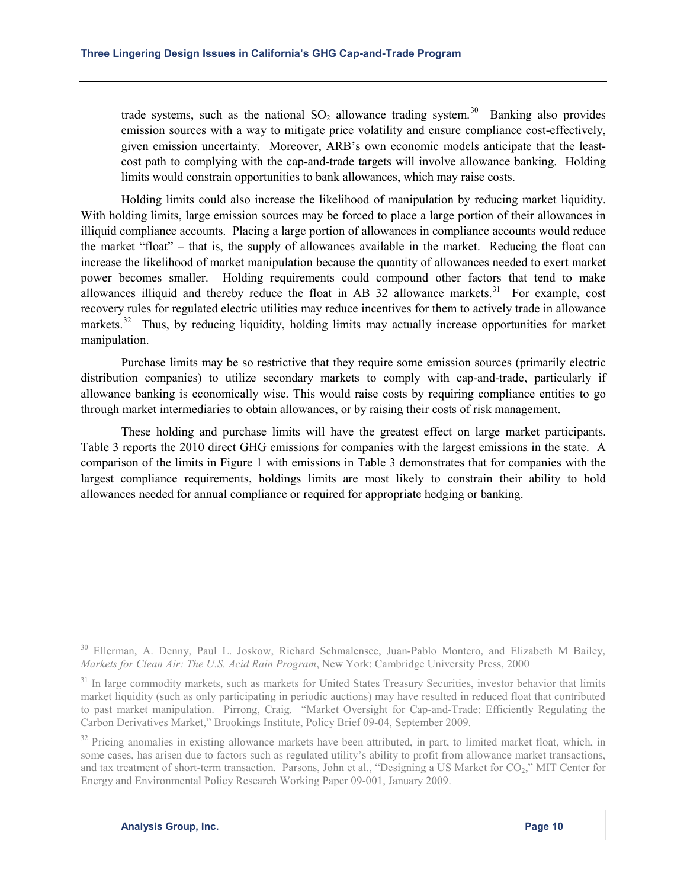trade systems, such as the national $SO_2$ allowance trading system.[30] Banking also provides emission sources with a way to mitigate price volatility and ensure compliance cost-effectively, given emission uncertainty. Moreover, ARB's own economic models anticipate that the least-cost path to complying with the cap-and-trade targets will involve allowance banking. Holding limits would constrain opportunities to bank allowances, which may raise costs.

Holding limits could also increase the likelihood of manipulation by reducing market liquidity. With holding limits, large emission sources may be forced to place a large portion of their allowances in illiquid compliance accounts. Placing a large portion of allowances in compliance accounts would reduce the market "float" – that is, the supply of allowances available in the market. Reducing the float can increase the likelihood of market manipulation because the quantity of allowances needed to exert market power becomes smaller. Holding requirements could compound other factors that tend to make allowances illiquid and thereby reduce the float in AB 32 allowance markets.[31] For example, cost recovery rules for regulated electric utilities may reduce incentives for them to actively trade in allowance markets.[32] Thus, by reducing liquidity, holding limits may actually increase opportunities for market manipulation.

Purchase limits may be so restrictive that they require some emission sources (primarily electric distribution companies) to utilize secondary markets to comply with cap-and-trade, particularly if allowance banking is economically wise. This would raise costs by requiring compliance entities to go through market intermediaries to obtain allowances, or by raising their costs of risk management.

These holding and purchase limits will have the greatest effect on large market participants. Table 3 reports the 2010 direct GHG emissions for companies with the largest emissions in the state. A comparison of the limits in Figure 1 with emissions in Table 3 demonstrates that for companies with the largest compliance requirements, holdings limits are most likely to constrain their ability to hold allowances needed for annual compliance or required for appropriate hedging or banking.

[30] Ellerman, A. Denny, Paul L. Joskow, Richard Schmalensee, Juan-Pablo Montero, and Elizabeth M Bailey, *Markets for Clean Air: The U.S. Acid Rain Program*, New York: Cambridge University Press, 2000

[31] In large commodity markets, such as markets for United States Treasury Securities, investor behavior that limits market liquidity (such as only participating in periodic auctions) may have resulted in reduced float that contributed to past market manipulation. Pirrong, Craig. "Market Oversight for Cap-and-Trade: Efficiently Regulating the Carbon Derivatives Market," Brookings Institute, Policy Brief 09-04, September 2009.

[32] Pricing anomalies in existing allowance markets have been attributed, in part, to limited market float, which, in some cases, has arisen due to factors such as regulated utility's ability to profit from allowance market transactions, and tax treatment of short-term transaction. Parsons, John et al., "Designing a US Market for $CO_2$," MIT Center for Energy and Environmental Policy Research Working Paper 09-001, January 2009.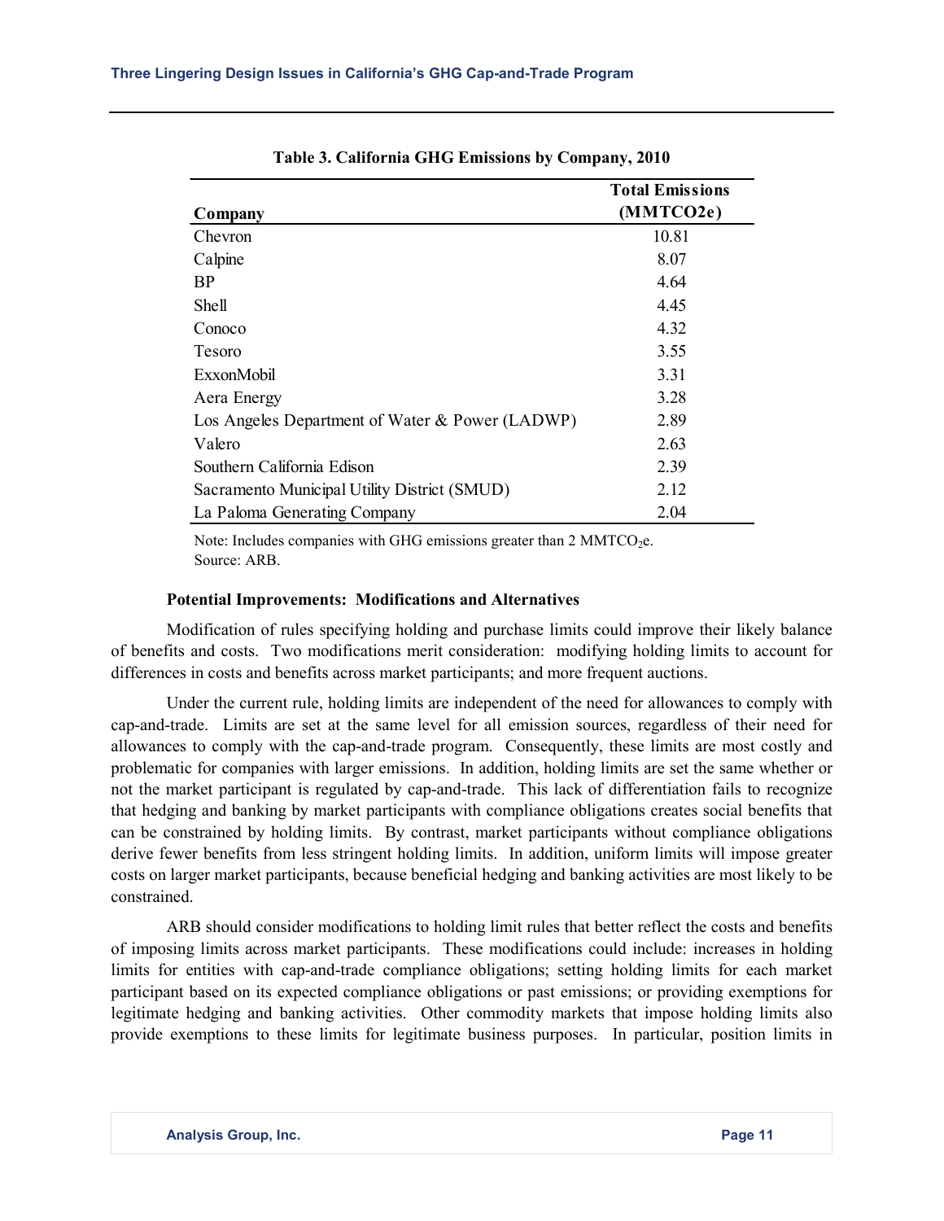**Table 3. California GHG Emissions by Company, 2010**

| Company | Total Emissions ($MMTCO_2e$) |
|---|---|
| Chevron | 10.81 |
| Calpine | 8.07 |
| BP | 4.64 |
| Shell | 4.45 |
| Conoco | 4.32 |
| Tesoro | 3.55 |
| ExxonMobil | 3.31 |
| Aera Energy | 3.28 |
| Los Angeles Department of Water & Power (LADWP) | 2.89 |
| Valero | 2.63 |
| Southern California Edison | 2.39 |
| Sacramento Municipal Utility District (SMUD) | 2.12 |
| La Paloma Generating Company | 2.04 |

Note: Includes companies with GHG emissions greater than 2 $MMTCO_2e$.
Source: ARB.

**Potential Improvements: Modifications and Alternatives**

Modification of rules specifying holding and purchase limits could improve their likely balance of benefits and costs. Two modifications merit consideration: modifying holding limits to account for differences in costs and benefits across market participants; and more frequent auctions.

Under the current rule, holding limits are independent of the need for allowances to comply with cap-and-trade. Limits are set at the same level for all emission sources, regardless of their need for allowances to comply with the cap-and-trade program. Consequently, these limits are most costly and problematic for companies with larger emissions. In addition, holding limits are set the same whether or not the market participant is regulated by cap-and-trade. This lack of differentiation fails to recognize that hedging and banking by market participants with compliance obligations creates social benefits that can be constrained by holding limits. By contrast, market participants without compliance obligations derive fewer benefits from less stringent holding limits. In addition, uniform limits will impose greater costs on larger market participants, because beneficial hedging and banking activities are most likely to be constrained.

ARB should consider modifications to holding limit rules that better reflect the costs and benefits of imposing limits across market participants. These modifications could include: increases in holding limits for entities with cap-and-trade compliance obligations; setting holding limits for each market participant based on its expected compliance obligations or past emissions; or providing exemptions for legitimate hedging and banking activities. Other commodity markets that impose holding limits also provide exemptions to these limits for legitimate business purposes. In particular, position limits in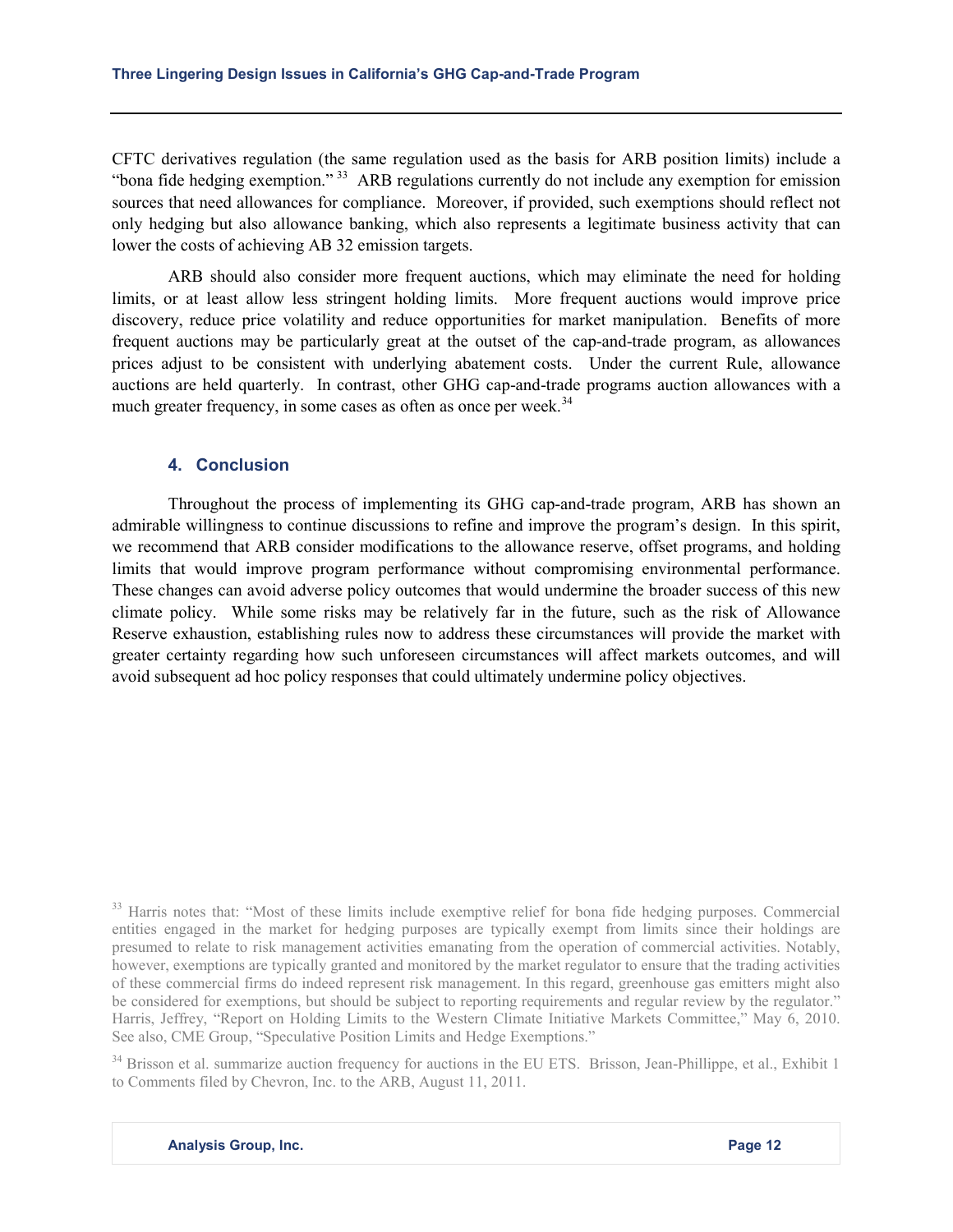CFTC derivatives regulation (the same regulation used as the basis for ARB position limits) include a "bona fide hedging exemption."[33] ARB regulations currently do not include any exemption for emission sources that need allowances for compliance. Moreover, if provided, such exemptions should reflect not only hedging but also allowance banking, which also represents a legitimate business activity that can lower the costs of achieving AB 32 emission targets.

ARB should also consider more frequent auctions, which may eliminate the need for holding limits, or at least allow less stringent holding limits. More frequent auctions would improve price discovery, reduce price volatility and reduce opportunities for market manipulation. Benefits of more frequent auctions may be particularly great at the outset of the cap-and-trade program, as allowances prices adjust to be consistent with underlying abatement costs. Under the current Rule, allowance auctions are held quarterly. In contrast, other GHG cap-and-trade programs auction allowances with a much greater frequency, in some cases as often as once per week.[34]

## 4. Conclusion

Throughout the process of implementing its GHG cap-and-trade program, ARB has shown an admirable willingness to continue discussions to refine and improve the program's design. In this spirit, we recommend that ARB consider modifications to the allowance reserve, offset programs, and holding limits that would improve program performance without compromising environmental performance. These changes can avoid adverse policy outcomes that would undermine the broader success of this new climate policy. While some risks may be relatively far in the future, such as the risk of Allowance Reserve exhaustion, establishing rules now to address these circumstances will provide the market with greater certainty regarding how such unforeseen circumstances will affect markets outcomes, and will avoid subsequent ad hoc policy responses that could ultimately undermine policy objectives.

---

[33] Harris notes that: "Most of these limits include exemptive relief for bona fide hedging purposes. Commercial entities engaged in the market for hedging purposes are typically exempt from limits since their holdings are presumed to relate to risk management activities emanating from the operation of commercial activities. Notably, however, exemptions are typically granted and monitored by the market regulator to ensure that the trading activities of these commercial firms do indeed represent risk management. In this regard, greenhouse gas emitters might also be considered for exemptions, but should be subject to reporting requirements and regular review by the regulator." Harris, Jeffrey, "Report on Holding Limits to the Western Climate Initiative Markets Committee," May 6, 2010. See also, CME Group, "Speculative Position Limits and Hedge Exemptions."

[34] Brisson et al. summarize auction frequency for auctions in the EU ETS. Brisson, Jean-Phillippe, et al., Exhibit 1 to Comments filed by Chevron, Inc. to the ARB, August 11, 2011.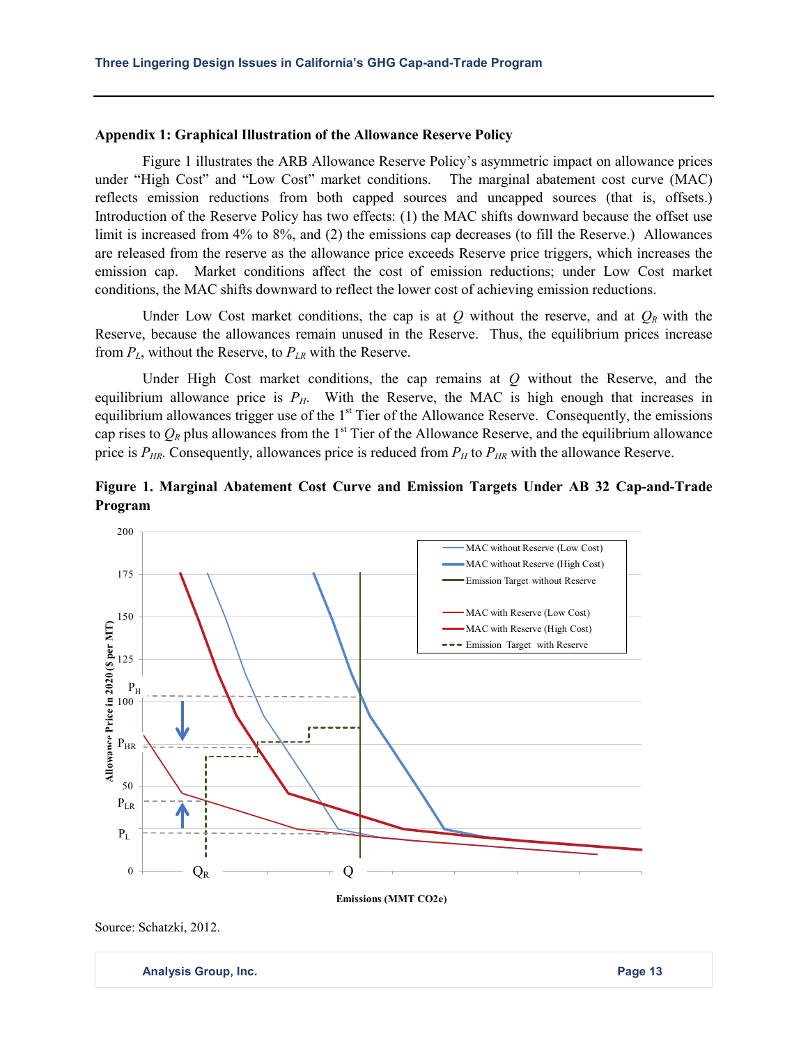## Appendix 1: Graphical Illustration of the Allowance Reserve Policy

Figure 1 illustrates the ARB Allowance Reserve Policy's asymmetric impact on allowance prices under "High Cost" and "Low Cost" market conditions. The marginal abatement cost curve (MAC) reflects emission reductions from both capped sources and uncapped sources (that is, offsets.) Introduction of the Reserve Policy has two effects: (1) the MAC shifts downward because the offset use limit is increased from 4% to 8%, and (2) the emissions cap decreases (to fill the Reserve.) Allowances are released from the reserve as the allowance price exceeds Reserve price triggers, which increases the emission cap. Market conditions affect the cost of emission reductions; under Low Cost market conditions, the MAC shifts downward to reflect the lower cost of achieving emission reductions.

Under Low Cost market conditions, the cap is at $Q$ without the reserve, and at $Q_R$ with the Reserve, because the allowances remain unused in the Reserve. Thus, the equilibrium prices increase from $P_L$, without the Reserve, to $P_{LR}$ with the Reserve.

Under High Cost market conditions, the cap remains at $Q$ without the Reserve, and the equilibrium allowance price is $P_H$. With the Reserve, the MAC is high enough that increases in equilibrium allowances trigger use of the 1st Tier of the Allowance Reserve. Consequently, the emissions cap rises to $Q_R$ plus allowances from the 1st Tier of the Allowance Reserve, and the equilibrium allowance price is $P_{HR}$. Consequently, allowances price is reduced from $P_H$ to $P_{HR}$ with the allowance Reserve.

**Figure 1. Marginal Abatement Cost Curve and Emission Targets Under AB 32 Cap-and-Trade Program**

Allowance Price in 2020 ($ per MT)

200
175
150
125
100
50
0

$P_H$
$P_{HR}$
$P_{LR}$
$P_L$

$Q_R$
$Q$

Emissions (MMT CO2e)

MAC without Reserve (Low Cost)
MAC without Reserve (High Cost)
Emission Target without Reserve
MAC with Reserve (Low Cost)
MAC with Reserve (High Cost)
Emission Target with Reserve

Source: Schatzki, 2012.